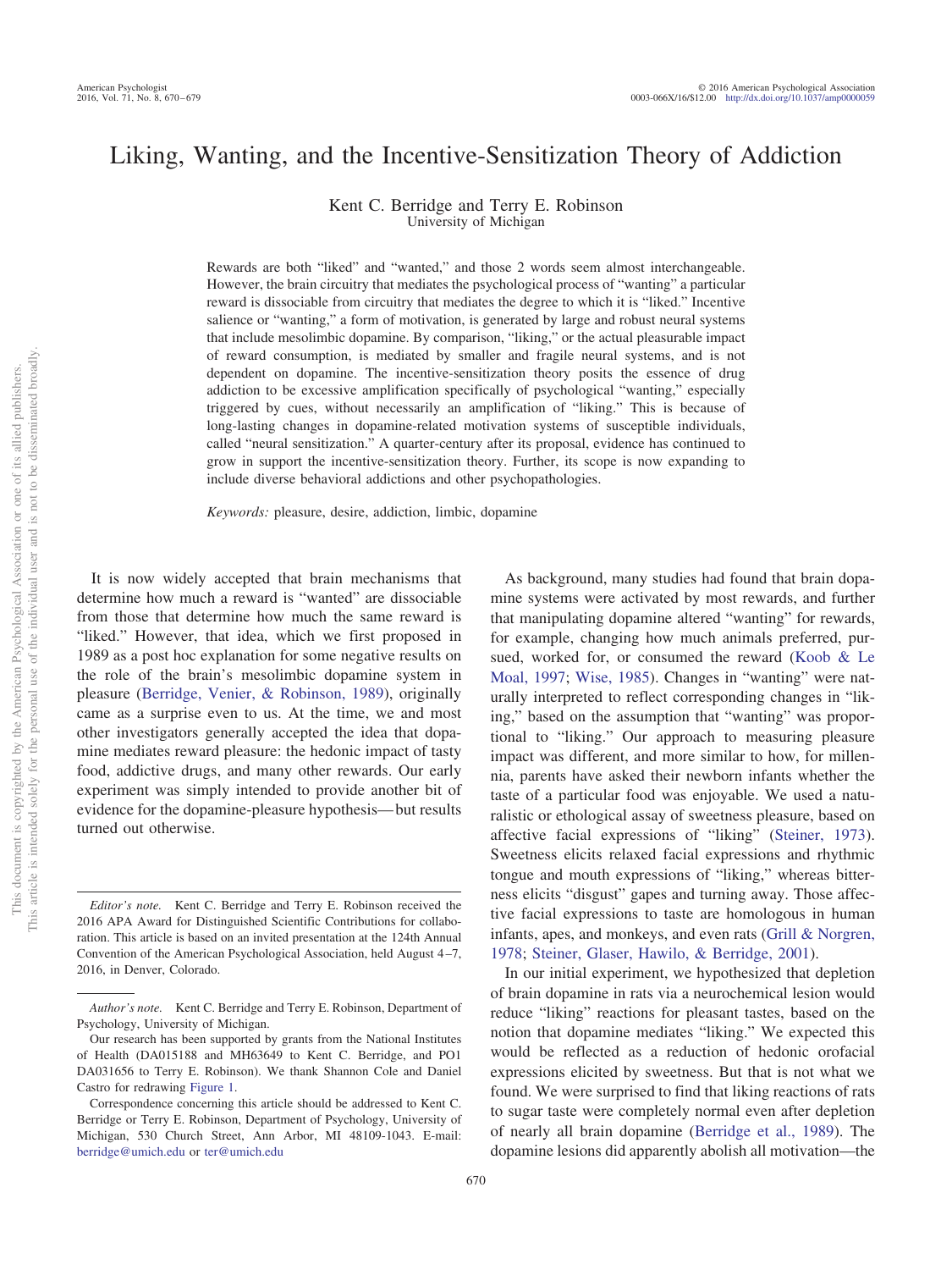# Liking, Wanting, and the Incentive-Sensitization Theory of Addiction

Kent C. Berridge and Terry E. Robinson
University of Michigan

Rewards are both "liked" and "wanted," and those 2 words seem almost interchangeable. However, the brain circuitry that mediates the psychological process of "wanting" a particular reward is dissociable from circuitry that mediates the degree to which it is "liked." Incentive salience or "wanting," a form of motivation, is generated by large and robust neural systems that include mesolimbic dopamine. By comparison, "liking," or the actual pleasurable impact of reward consumption, is mediated by smaller and fragile neural systems, and is not dependent on dopamine. The incentive-sensitization theory posits the essence of drug addiction to be excessive amplification specifically of psychological "wanting," especially triggered by cues, without necessarily an amplification of "liking." This is because of long-lasting changes in dopamine-related motivation systems of susceptible individuals, called "neural sensitization." A quarter-century after its proposal, evidence has continued to grow in support the incentive-sensitization theory. Further, its scope is now expanding to include diverse behavioral addictions and other psychopathologies.

*Keywords:* pleasure, desire, addiction, limbic, dopamine

It is now widely accepted that brain mechanisms that determine how much a reward is "wanted" are dissociable from those that determine how much the same reward is "liked." However, that idea, which we first proposed in 1989 as a post hoc explanation for some negative results on the role of the brain's mesolimbic dopamine system in pleasure (Berridge, Venier, & Robinson, 1989), originally came as a surprise even to us. At the time, we and most other investigators generally accepted the idea that dopamine mediates reward pleasure: the hedonic impact of tasty food, addictive drugs, and many other rewards. Our early experiment was simply intended to provide another bit of evidence for the dopamine-pleasure hypothesis— but results turned out otherwise.

As background, many studies had found that brain dopamine systems were activated by most rewards, and further that manipulating dopamine altered "wanting" for rewards, for example, changing how much animals preferred, pursued, worked for, or consumed the reward (Koob & Le Moal, 1997; Wise, 1985). Changes in "wanting" were naturally interpreted to reflect corresponding changes in "liking," based on the assumption that "wanting" was proportional to "liking." Our approach to measuring pleasure impact was different, and more similar to how, for millennia, parents have asked their newborn infants whether the taste of a particular food was enjoyable. We used a naturalistic or ethological assay of sweetness pleasure, based on affective facial expressions of "liking" (Steiner, 1973). Sweetness elicits relaxed facial expressions and rhythmic tongue and mouth expressions of "liking," whereas bitterness elicits "disgust" gapes and turning away. Those affective facial expressions to taste are homologous in human infants, apes, and monkeys, and even rats (Grill & Norgren, 1978; Steiner, Glaser, Hawilo, & Berridge, 2001).

In our initial experiment, we hypothesized that depletion of brain dopamine in rats via a neurochemical lesion would reduce "liking" reactions for pleasant tastes, based on the notion that dopamine mediates "liking." We expected this would be reflected as a reduction of hedonic orofacial expressions elicited by sweetness. But that is not what we found. We were surprised to find that liking reactions of rats to sugar taste were completely normal even after depletion of nearly all brain dopamine (Berridge et al., 1989). The dopamine lesions did apparently abolish all motivation—the

---

*Editor's note.* Kent C. Berridge and Terry E. Robinson received the 2016 APA Award for Distinguished Scientific Contributions for collaboration. This article is based on an invited presentation at the 124th Annual Convention of the American Psychological Association, held August 4–7, 2016, in Denver, Colorado.

*Author's note.* Kent C. Berridge and Terry E. Robinson, Department of Psychology, University of Michigan.

Our research has been supported by grants from the National Institutes of Health (DA015188 and MH63649 to Kent C. Berridge, and PO1 DA031656 to Terry E. Robinson). We thank Shannon Cole and Daniel Castro for redrawing Figure 1.

Correspondence concerning this article should be addressed to Kent C. Berridge or Terry E. Robinson, Department of Psychology, University of Michigan, 530 Church Street, Ann Arbor, MI 48109-1043. E-mail: berridge@umich.edu or ter@umich.edu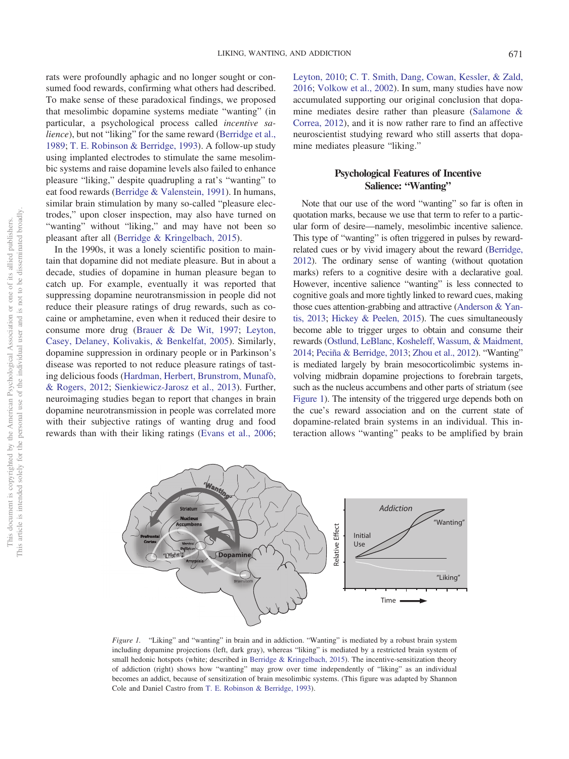rats were profoundly aphagic and no longer sought or consumed food rewards, confirming what others had described. To make sense of these paradoxical findings, we proposed that mesolimbic dopamine systems mediate "wanting" (in particular, a psychological process called *incentive salience*), but not "liking" for the same reward (Berridge et al., 1989; T. E. Robinson & Berridge, 1993). A follow-up study using implanted electrodes to stimulate the same mesolimbic systems and raise dopamine levels also failed to enhance pleasure "liking," despite quadrupling a rat's "wanting" to eat food rewards (Berridge & Valenstein, 1991). In humans, similar brain stimulation by many so-called "pleasure electrodes," upon closer inspection, may also have turned on "wanting" without "liking," and may have not been so pleasant after all (Berridge & Kringelbach, 2015).

In the 1990s, it was a lonely scientific position to maintain that dopamine did not mediate pleasure. But in about a decade, studies of dopamine in human pleasure began to catch up. For example, eventually it was reported that suppressing dopamine neurotransmission in people did not reduce their pleasure ratings of drug rewards, such as cocaine or amphetamine, even when it reduced their desire to consume more drug (Brauer & De Wit, 1997; Leyton, Casey, Delaney, Kolivakis, & Benkelfat, 2005). Similarly, dopamine suppression in ordinary people or in Parkinson's disease was reported to not reduce pleasure ratings of tasting delicious foods (Hardman, Herbert, Brunstrom, Munafò, & Rogers, 2012; Sienkiewicz-Jarosz et al., 2013). Further, neuroimaging studies began to report that changes in brain dopamine neurotransmission in people was correlated more with their subjective ratings of wanting drug and food rewards than with their liking ratings (Evans et al., 2006; Leyton, 2010; C. T. Smith, Dang, Cowan, Kessler, & Zald, 2016; Volkow et al., 2002). In sum, many studies have now accumulated supporting our original conclusion that dopamine mediates desire rather than pleasure (Salamone & Correa, 2012), and it is now rather rare to find an affective neuroscientist studying reward who still asserts that dopamine mediates pleasure "liking."

## Psychological Features of Incentive Salience: "Wanting"

Note that our use of the word "wanting" so far is often in quotation marks, because we use that term to refer to a particular form of desire—namely, mesolimbic incentive salience. This type of "wanting" is often triggered in pulses by reward-related cues or by vivid imagery about the reward (Berridge, 2012). The ordinary sense of wanting (without quotation marks) refers to a cognitive desire with a declarative goal. However, incentive salience "wanting" is less connected to cognitive goals and more tightly linked to reward cues, making those cues attention-grabbing and attractive (Anderson & Yantis, 2013; Hickey & Peelen, 2015). The cues simultaneously become able to trigger urges to obtain and consume their rewards (Ostlund, LeBlanc, Kosheleff, Wassum, & Maidment, 2014; Peciña & Berridge, 2013; Zhou et al., 2012). "Wanting" is mediated largely by brain mesocorticolimbic systems involving midbrain dopamine projections to forebrain targets, such as the nucleus accumbens and other parts of striatum (see Figure 1). The intensity of the triggered urge depends both on the cue's reward association and on the current state of dopamine-related brain systems in an individual. This interaction allows "wanting" peaks to be amplified by brain

*Figure 1.* "Liking" and "wanting" in brain and in addiction. "Wanting" is mediated by a robust brain system including dopamine projections (left, dark gray), whereas "liking" is mediated by a restricted brain system of small hedonic hotspots (white; described in Berridge & Kringelbach, 2015). The incentive-sensitization theory of addiction (right) shows how "wanting" may grow over time independently of "liking" as an individual becomes an addict, because of sensitization of brain mesolimbic systems. (This figure was adapted by Shannon Cole and Daniel Castro from T. E. Robinson & Berridge, 1993).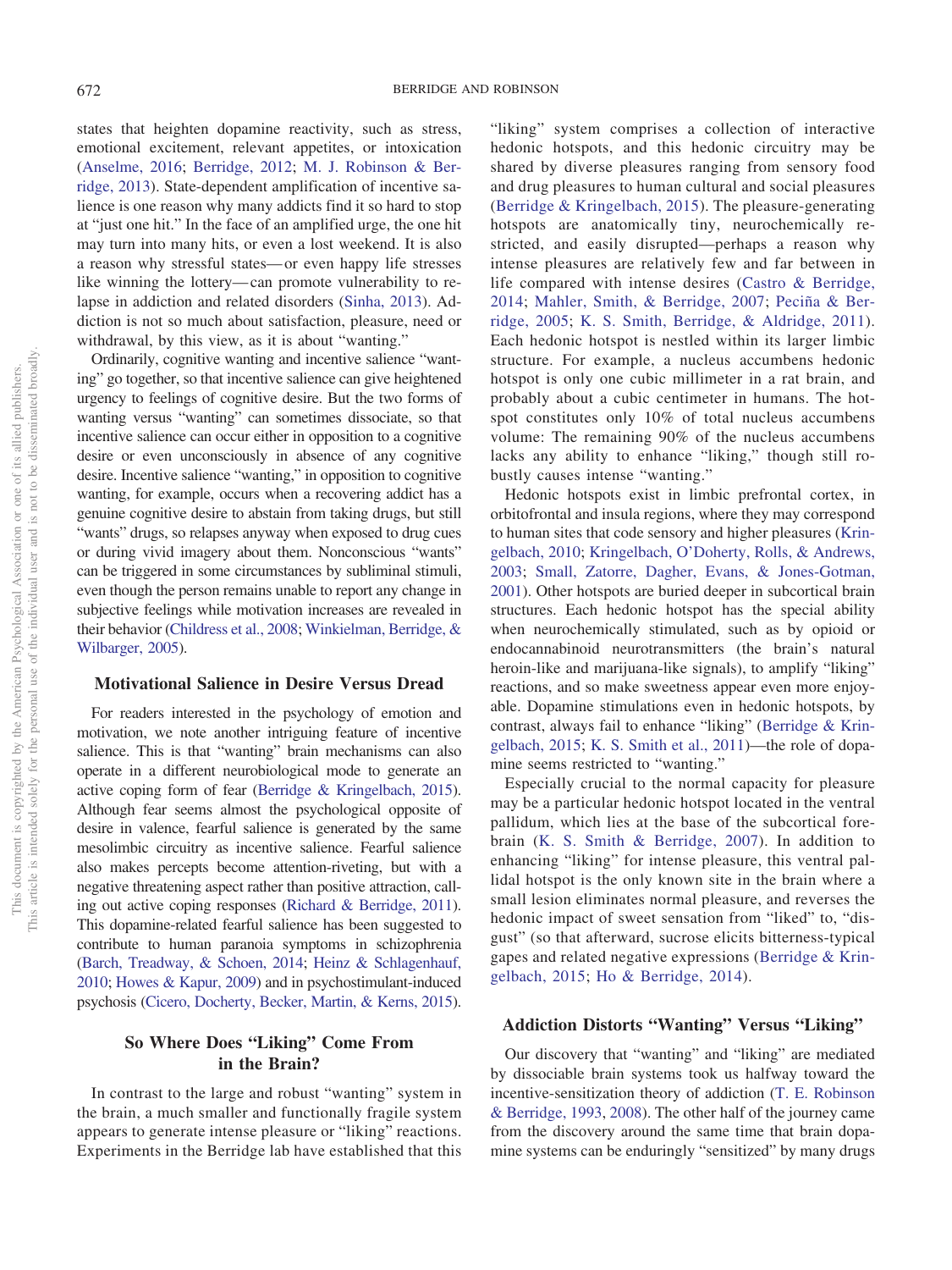states that heighten dopamine reactivity, such as stress, emotional excitement, relevant appetites, or intoxication (Anselme, 2016; Berridge, 2012; M. J. Robinson & Berridge, 2013). State-dependent amplification of incentive salience is one reason why many addicts find it so hard to stop at "just one hit." In the face of an amplified urge, the one hit may turn into many hits, or even a lost weekend. It is also a reason why stressful states—or even happy life stresses like winning the lottery—can promote vulnerability to relapse in addiction and related disorders (Sinha, 2013). Addiction is not so much about satisfaction, pleasure, need or withdrawal, by this view, as it is about "wanting."

Ordinarily, cognitive wanting and incentive salience "wanting" go together, so that incentive salience can give heightened urgency to feelings of cognitive desire. But the two forms of wanting versus "wanting" can sometimes dissociate, so that incentive salience can occur either in opposition to a cognitive desire or even unconsciously in absence of any cognitive desire. Incentive salience "wanting," in opposition to cognitive wanting, for example, occurs when a recovering addict has a genuine cognitive desire to abstain from taking drugs, but still "wants" drugs, so relapses anyway when exposed to drug cues or during vivid imagery about them. Nonconscious "wants" can be triggered in some circumstances by subliminal stimuli, even though the person remains unable to report any change in subjective feelings while motivation increases are revealed in their behavior (Childress et al., 2008; Winkielman, Berridge, & Wilbarger, 2005).

## Motivational Salience in Desire Versus Dread

For readers interested in the psychology of emotion and motivation, we note another intriguing feature of incentive salience. This is that "wanting" brain mechanisms can also operate in a different neurobiological mode to generate an active coping form of fear (Berridge & Kringelbach, 2015). Although fear seems almost the psychological opposite of desire in valence, fearful salience is generated by the same mesolimbic circuitry as incentive salience. Fearful salience also makes percepts become attention-riveting, but with a negative threatening aspect rather than positive attraction, calling out active coping responses (Richard & Berridge, 2011). This dopamine-related fearful salience has been suggested to contribute to human paranoia symptoms in schizophrenia (Barch, Treadway, & Schoen, 2014; Heinz & Schlagenhauf, 2010; Howes & Kapur, 2009) and in psychostimulant-induced psychosis (Cicero, Docherty, Becker, Martin, & Kerns, 2015).

## So Where Does "Liking" Come From in the Brain?

In contrast to the large and robust "wanting" system in the brain, a much smaller and functionally fragile system appears to generate intense pleasure or "liking" reactions. Experiments in the Berridge lab have established that this "liking" system comprises a collection of interactive hedonic hotspots, and this hedonic circuitry may be shared by diverse pleasures ranging from sensory food and drug pleasures to human cultural and social pleasures (Berridge & Kringelbach, 2015). The pleasure-generating hotspots are anatomically tiny, neurochemically restricted, and easily disrupted—perhaps a reason why intense pleasures are relatively few and far between in life compared with intense desires (Castro & Berridge, 2014; Mahler, Smith, & Berridge, 2007; Peciña & Berridge, 2005; K. S. Smith, Berridge, & Aldridge, 2011). Each hedonic hotspot is nestled within its larger limbic structure. For example, a nucleus accumbens hedonic hotspot is only one cubic millimeter in a rat brain, and probably about a cubic centimeter in humans. The hotspot constitutes only 10% of total nucleus accumbens volume: The remaining 90% of the nucleus accumbens lacks any ability to enhance "liking," though still robustly causes intense "wanting."

Hedonic hotspots exist in limbic prefrontal cortex, in orbitofrontal and insula regions, where they may correspond to human sites that code sensory and higher pleasures (Kringelbach, 2010; Kringelbach, O'Doherty, Rolls, & Andrews, 2003; Small, Zatorre, Dagher, Evans, & Jones-Gotman, 2001). Other hotspots are buried deeper in subcortical brain structures. Each hedonic hotspot has the special ability when neurochemically stimulated, such as by opioid or endocannabinoid neurotransmitters (the brain's natural heroin-like and marijuana-like signals), to amplify "liking" reactions, and so make sweetness appear even more enjoyable. Dopamine stimulations even in hedonic hotspots, by contrast, always fail to enhance "liking" (Berridge & Kringelbach, 2015; K. S. Smith et al., 2011)—the role of dopamine seems restricted to "wanting."

Especially crucial to the normal capacity for pleasure may be a particular hedonic hotspot located in the ventral pallidum, which lies at the base of the subcortical forebrain (K. S. Smith & Berridge, 2007). In addition to enhancing "liking" for intense pleasure, this ventral pallidal hotspot is the only known site in the brain where a small lesion eliminates normal pleasure, and reverses the hedonic impact of sweet sensation from "liked" to, "disgust" (so that afterward, sucrose elicits bitterness-typical gapes and related negative expressions (Berridge & Kringelbach, 2015; Ho & Berridge, 2014).

## Addiction Distorts "Wanting" Versus "Liking"

Our discovery that "wanting" and "liking" are mediated by dissociable brain systems took us halfway toward the incentive-sensitization theory of addiction (T. E. Robinson & Berridge, 1993, 2008). The other half of the journey came from the discovery around the same time that brain dopamine systems can be enduringly "sensitized" by many drugs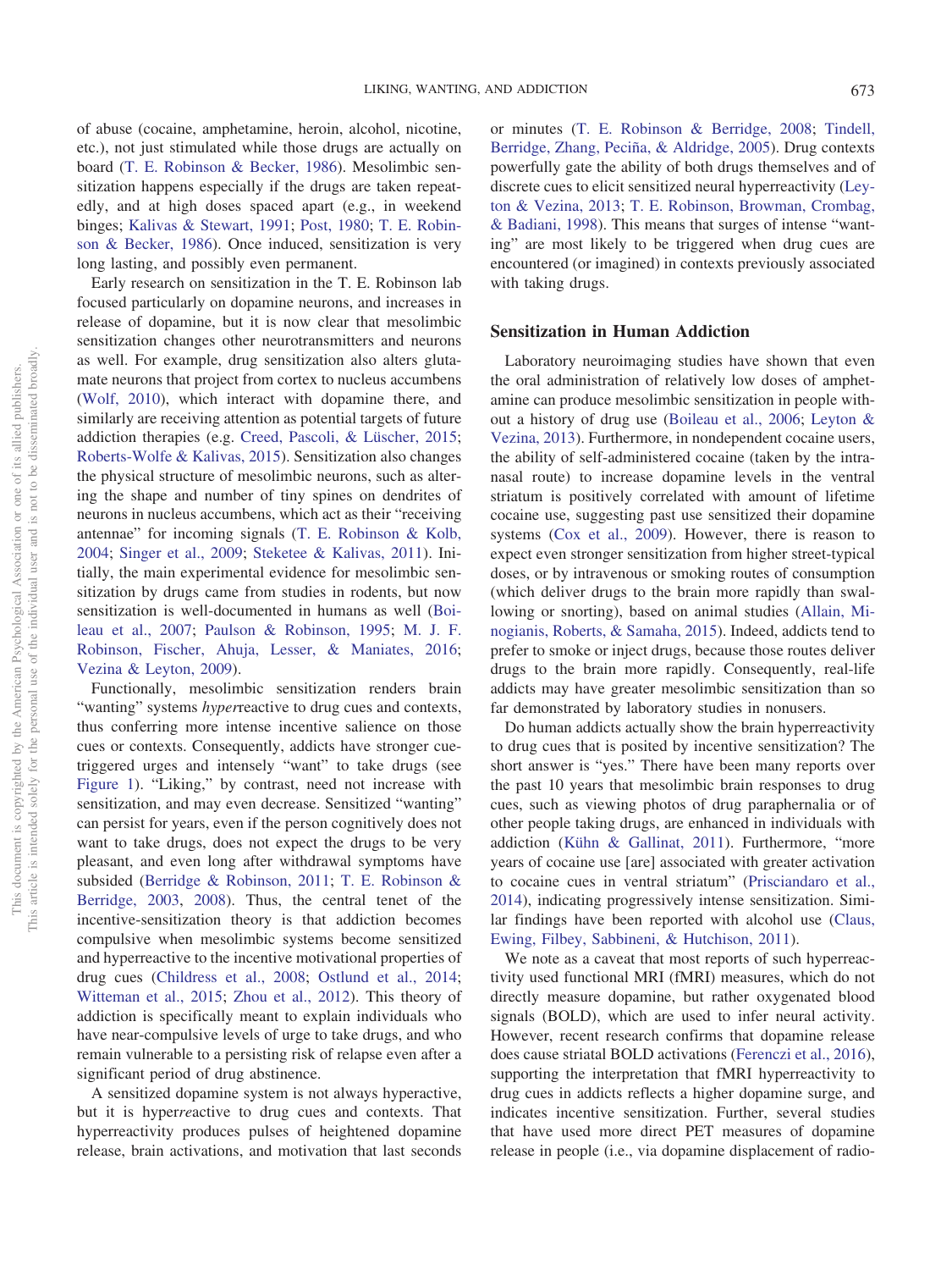of abuse (cocaine, amphetamine, heroin, alcohol, nicotine, etc.), not just stimulated while those drugs are actually on board (T. E. Robinson & Becker, 1986). Mesolimbic sensitization happens especially if the drugs are taken repeatedly, and at high doses spaced apart (e.g., in weekend binges; Kalivas & Stewart, 1991; Post, 1980; T. E. Robinson & Becker, 1986). Once induced, sensitization is very long lasting, and possibly even permanent.

Early research on sensitization in the T. E. Robinson lab focused particularly on dopamine neurons, and increases in release of dopamine, but it is now clear that mesolimbic sensitization changes other neurotransmitters and neurons as well. For example, drug sensitization also alters glutamate neurons that project from cortex to nucleus accumbens (Wolf, 2010), which interact with dopamine there, and similarly are receiving attention as potential targets of future addiction therapies (e.g. Creed, Pascoli, & Lüscher, 2015; Roberts-Wolfe & Kalivas, 2015). Sensitization also changes the physical structure of mesolimbic neurons, such as altering the shape and number of tiny spines on dendrites of neurons in nucleus accumbens, which act as their "receiving antennae" for incoming signals (T. E. Robinson & Kolb, 2004; Singer et al., 2009; Steketee & Kalivas, 2011). Initially, the main experimental evidence for mesolimbic sensitization by drugs came from studies in rodents, but now sensitization is well-documented in humans as well (Boileau et al., 2007; Paulson & Robinson, 1995; M. J. F. Robinson, Fischer, Ahuja, Lesser, & Maniates, 2016; Vezina & Leyton, 2009).

Functionally, mesolimbic sensitization renders brain "wanting" systems *hyper*reactive to drug cues and contexts, thus conferring more intense incentive salience on those cues or contexts. Consequently, addicts have stronger cue-triggered urges and intensely "want" to take drugs (see Figure 1). "Liking," by contrast, need not increase with sensitization, and may even decrease. Sensitized "wanting" can persist for years, even if the person cognitively does not want to take drugs, does not expect the drugs to be very pleasant, and even long after withdrawal symptoms have subsided (Berridge & Robinson, 2011; T. E. Robinson & Berridge, 2003, 2008). Thus, the central tenet of the incentive-sensitization theory is that addiction becomes compulsive when mesolimbic systems become sensitized and hyperreactive to the incentive motivational properties of drug cues (Childress et al., 2008; Ostlund et al., 2014; Witteman et al., 2015; Zhou et al., 2012). This theory of addiction is specifically meant to explain individuals who have near-compulsive levels of urge to take drugs, and who remain vulnerable to a persisting risk of relapse even after a significant period of drug abstinence.

A sensitized dopamine system is not always hyperactive, but it is hyper*re*active to drug cues and contexts. That hyperreactivity produces pulses of heightened dopamine release, brain activations, and motivation that last seconds or minutes (T. E. Robinson & Berridge, 2008; Tindell, Berridge, Zhang, Peciña, & Aldridge, 2005). Drug contexts powerfully gate the ability of both drugs themselves and of discrete cues to elicit sensitized neural hyperreactivity (Leyton & Vezina, 2013; T. E. Robinson, Browman, Crombag, & Badiani, 1998). This means that surges of intense "wanting" are most likely to be triggered when drug cues are encountered (or imagined) in contexts previously associated with taking drugs.

## Sensitization in Human Addiction

Laboratory neuroimaging studies have shown that even the oral administration of relatively low doses of amphetamine can produce mesolimbic sensitization in people without a history of drug use (Boileau et al., 2006; Leyton & Vezina, 2013). Furthermore, in nondependent cocaine users, the ability of self-administered cocaine (taken by the intranasal route) to increase dopamine levels in the ventral striatum is positively correlated with amount of lifetime cocaine use, suggesting past use sensitized their dopamine systems (Cox et al., 2009). However, there is reason to expect even stronger sensitization from higher street-typical doses, or by intravenous or smoking routes of consumption (which deliver drugs to the brain more rapidly than swallowing or snorting), based on animal studies (Allain, Minogianis, Roberts, & Samaha, 2015). Indeed, addicts tend to prefer to smoke or inject drugs, because those routes deliver drugs to the brain more rapidly. Consequently, real-life addicts may have greater mesolimbic sensitization than so far demonstrated by laboratory studies in nonusers.

Do human addicts actually show the brain hyperreactivity to drug cues that is posited by incentive sensitization? The short answer is "yes." There have been many reports over the past 10 years that mesolimbic brain responses to drug cues, such as viewing photos of drug paraphernalia or of other people taking drugs, are enhanced in individuals with addiction (Kühn & Gallinat, 2011). Furthermore, "more years of cocaine use [are] associated with greater activation to cocaine cues in ventral striatum" (Prisciandaro et al., 2014), indicating progressively intense sensitization. Similar findings have been reported with alcohol use (Claus, Ewing, Filbey, Sabbineni, & Hutchison, 2011).

We note as a caveat that most reports of such hyperreactivity used functional MRI (fMRI) measures, which do not directly measure dopamine, but rather oxygenated blood signals (BOLD), which are used to infer neural activity. However, recent research confirms that dopamine release does cause striatal BOLD activations (Ferenczi et al., 2016), supporting the interpretation that fMRI hyperreactivity to drug cues in addicts reflects a higher dopamine surge, and indicates incentive sensitization. Further, several studies that have used more direct PET measures of dopamine release in people (i.e., via dopamine displacement of radio-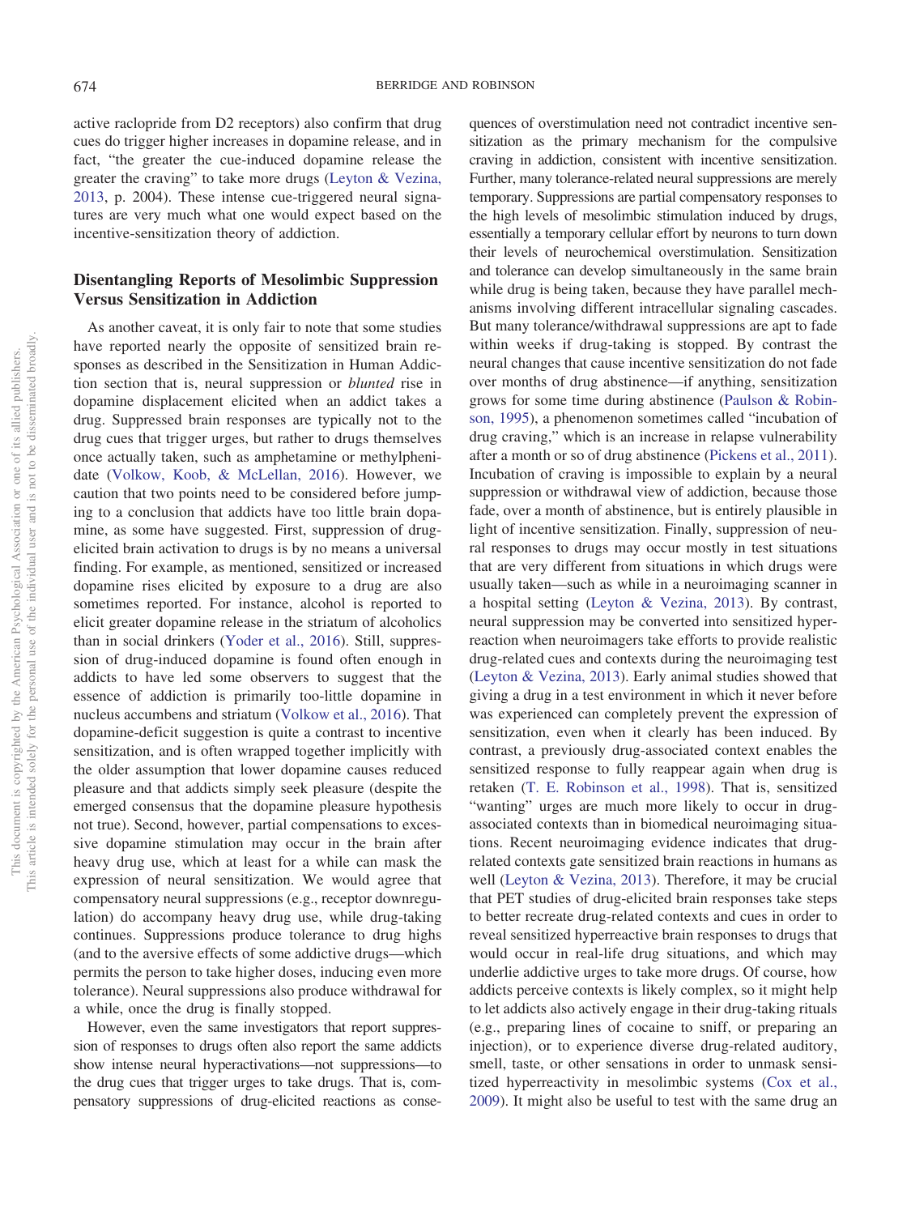active raclopride from D2 receptors) also confirm that drug cues do trigger higher increases in dopamine release, and in fact, "the greater the cue-induced dopamine release the greater the craving" to take more drugs (Leyton & Vezina, 2013, p. 2004). These intense cue-triggered neural signatures are very much what one would expect based on the incentive-sensitization theory of addiction.

## Disentangling Reports of Mesolimbic Suppression Versus Sensitization in Addiction

As another caveat, it is only fair to note that some studies have reported nearly the opposite of sensitized brain responses as described in the Sensitization in Human Addiction section that is, neural suppression or *blunted* rise in dopamine displacement elicited when an addict takes a drug. Suppressed brain responses are typically not to the drug cues that trigger urges, but rather to drugs themselves once actually taken, such as amphetamine or methylphenidate (Volkow, Koob, & McLellan, 2016). However, we caution that two points need to be considered before jumping to a conclusion that addicts have too little brain dopamine, as some have suggested. First, suppression of drug-elicited brain activation to drugs is by no means a universal finding. For example, as mentioned, sensitized or increased dopamine rises elicited by exposure to a drug are also sometimes reported. For instance, alcohol is reported to elicit greater dopamine release in the striatum of alcoholics than in social drinkers (Yoder et al., 2016). Still, suppression of drug-induced dopamine is found often enough in addicts to have led some observers to suggest that the essence of addiction is primarily too-little dopamine in nucleus accumbens and striatum (Volkow et al., 2016). That dopamine-deficit suggestion is quite a contrast to incentive sensitization, and is often wrapped together implicitly with the older assumption that lower dopamine causes reduced pleasure and that addicts simply seek pleasure (despite the emerged consensus that the dopamine pleasure hypothesis not true). Second, however, partial compensations to excessive dopamine stimulation may occur in the brain after heavy drug use, which at least for a while can mask the expression of neural sensitization. We would agree that compensatory neural suppressions (e.g., receptor downregulation) do accompany heavy drug use, while drug-taking continues. Suppressions produce tolerance to drug highs (and to the aversive effects of some addictive drugs—which permits the person to take higher doses, inducing even more tolerance). Neural suppressions also produce withdrawal for a while, once the drug is finally stopped.

However, even the same investigators that report suppression of responses to drugs often also report the same addicts show intense neural hyperactivations—not suppressions—to the drug cues that trigger urges to take drugs. That is, compensatory suppressions of drug-elicited reactions as consequences of overstimulation need not contradict incentive sensitization as the primary mechanism for the compulsive craving in addiction, consistent with incentive sensitization. Further, many tolerance-related neural suppressions are merely temporary. Suppressions are partial compensatory responses to the high levels of mesolimbic stimulation induced by drugs, essentially a temporary cellular effort by neurons to turn down their levels of neurochemical overstimulation. Sensitization and tolerance can develop simultaneously in the same brain while drug is being taken, because they have parallel mechanisms involving different intracellular signaling cascades. But many tolerance/withdrawal suppressions are apt to fade within weeks if drug-taking is stopped. By contrast the neural changes that cause incentive sensitization do not fade over months of drug abstinence—if anything, sensitization grows for some time during abstinence (Paulson & Robinson, 1995), a phenomenon sometimes called "incubation of drug craving," which is an increase in relapse vulnerability after a month or so of drug abstinence (Pickens et al., 2011). Incubation of craving is impossible to explain by a neural suppression or withdrawal view of addiction, because those fade, over a month of abstinence, but is entirely plausible in light of incentive sensitization. Finally, suppression of neural responses to drugs may occur mostly in test situations that are very different from situations in which drugs were usually taken—such as while in a neuroimaging scanner in a hospital setting (Leyton & Vezina, 2013). By contrast, neural suppression may be converted into sensitized hyperreaction when neuroimagers take efforts to provide realistic drug-related cues and contexts during the neuroimaging test (Leyton & Vezina, 2013). Early animal studies showed that giving a drug in a test environment in which it never before was experienced can completely prevent the expression of sensitization, even when it clearly has been induced. By contrast, a previously drug-associated context enables the sensitized response to fully reappear again when drug is retaken (T. E. Robinson et al., 1998). That is, sensitized "wanting" urges are much more likely to occur in drug-associated contexts than in biomedical neuroimaging situations. Recent neuroimaging evidence indicates that drug-related contexts gate sensitized brain reactions in humans as well (Leyton & Vezina, 2013). Therefore, it may be crucial that PET studies of drug-elicited brain responses take steps to better recreate drug-related contexts and cues in order to reveal sensitized hyperreactive brain responses to drugs that would occur in real-life drug situations, and which may underlie addictive urges to take more drugs. Of course, how addicts perceive contexts is likely complex, so it might help to let addicts also actively engage in their drug-taking rituals (e.g., preparing lines of cocaine to sniff, or preparing an injection), or to experience diverse drug-related auditory, smell, taste, or other sensations in order to unmask sensitized hyperreactivity in mesolimbic systems (Cox et al., 2009). It might also be useful to test with the same drug an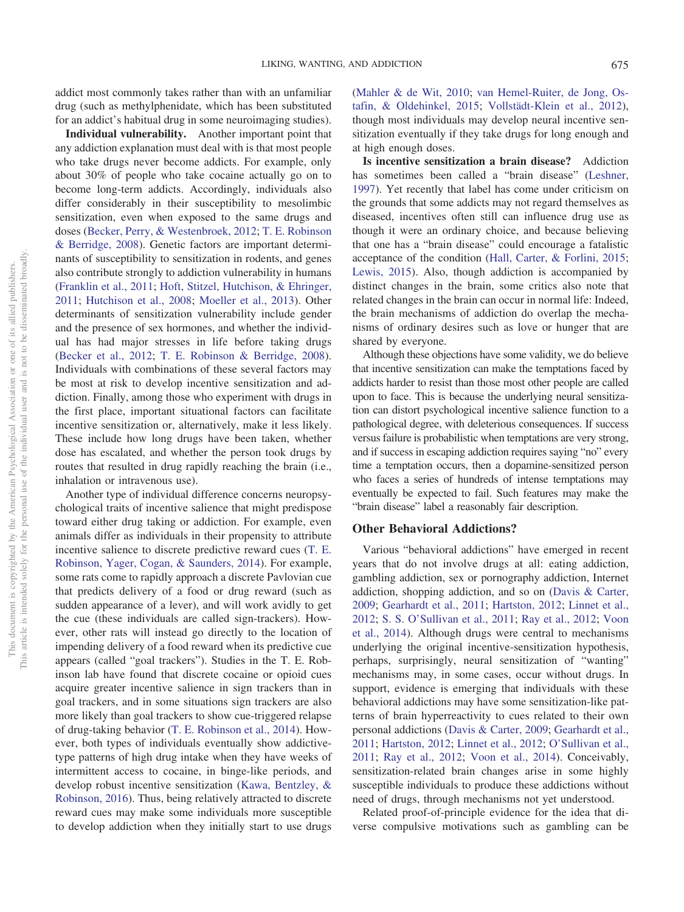addict most commonly takes rather than with an unfamiliar drug (such as methylphenidate, which has been substituted for an addict's habitual drug in some neuroimaging studies).

**Individual vulnerability.** Another important point that any addiction explanation must deal with is that most people who take drugs never become addicts. For example, only about 30% of people who take cocaine actually go on to become long-term addicts. Accordingly, individuals also differ considerably in their susceptibility to mesolimbic sensitization, even when exposed to the same drugs and doses (Becker, Perry, & Westenbroek, 2012; T. E. Robinson & Berridge, 2008). Genetic factors are important determinants of susceptibility to sensitization in rodents, and genes also contribute strongly to addiction vulnerability in humans (Franklin et al., 2011; Hoft, Stitzel, Hutchison, & Ehringer, 2011; Hutchison et al., 2008; Moeller et al., 2013). Other determinants of sensitization vulnerability include gender and the presence of sex hormones, and whether the individual has had major stresses in life before taking drugs (Becker et al., 2012; T. E. Robinson & Berridge, 2008). Individuals with combinations of these several factors may be most at risk to develop incentive sensitization and addiction. Finally, among those who experiment with drugs in the first place, important situational factors can facilitate incentive sensitization or, alternatively, make it less likely. These include how long drugs have been taken, whether dose has escalated, and whether the person took drugs by routes that resulted in drug rapidly reaching the brain (i.e., inhalation or intravenous use).

Another type of individual difference concerns neuropsychological traits of incentive salience that might predispose toward either drug taking or addiction. For example, even animals differ as individuals in their propensity to attribute incentive salience to discrete predictive reward cues (T. E. Robinson, Yager, Cogan, & Saunders, 2014). For example, some rats come to rapidly approach a discrete Pavlovian cue that predicts delivery of a food or drug reward (such as sudden appearance of a lever), and will work avidly to get the cue (these individuals are called sign-trackers). However, other rats will instead go directly to the location of impending delivery of a food reward when its predictive cue appears (called "goal trackers"). Studies in the T. E. Robinson lab have found that discrete cocaine or opioid cues acquire greater incentive salience in sign trackers than in goal trackers, and in some situations sign trackers are also more likely than goal trackers to show cue-triggered relapse of drug-taking behavior (T. E. Robinson et al., 2014). However, both types of individuals eventually show addictive-type patterns of high drug intake when they have weeks of intermittent access to cocaine, in binge-like periods, and develop robust incentive sensitization (Kawa, Bentzley, & Robinson, 2016). Thus, being relatively attracted to discrete reward cues may make some individuals more susceptible to develop addiction when they initially start to use drugs (Mahler & de Wit, 2010; van Hemel-Ruiter, de Jong, Ostafin, & Oldehinkel, 2015; Vollstädt-Klein et al., 2012), though most individuals may develop neural incentive sensitization eventually if they take drugs for long enough and at high enough doses.

**Is incentive sensitization a brain disease?** Addiction has sometimes been called a "brain disease" (Leshner, 1997). Yet recently that label has come under criticism on the grounds that some addicts may not regard themselves as diseased, incentives often still can influence drug use as though it were an ordinary choice, and because believing that one has a "brain disease" could encourage a fatalistic acceptance of the condition (Hall, Carter, & Forlini, 2015; Lewis, 2015). Also, though addiction is accompanied by distinct changes in the brain, some critics also note that related changes in the brain can occur in normal life: Indeed, the brain mechanisms of addiction do overlap the mechanisms of ordinary desires such as love or hunger that are shared by everyone.

Although these objections have some validity, we do believe that incentive sensitization can make the temptations faced by addicts harder to resist than those most other people are called upon to face. This is because the underlying neural sensitization can distort psychological incentive salience function to a pathological degree, with deleterious consequences. If success versus failure is probabilistic when temptations are very strong, and if success in escaping addiction requires saying "no" every time a temptation occurs, then a dopamine-sensitized person who faces a series of hundreds of intense temptations may eventually be expected to fail. Such features may make the "brain disease" label a reasonably fair description.

## Other Behavioral Addictions?

Various "behavioral addictions" have emerged in recent years that do not involve drugs at all: eating addiction, gambling addiction, sex or pornography addiction, Internet addiction, shopping addiction, and so on (Davis & Carter, 2009; Gearhardt et al., 2011; Hartston, 2012; Linnet et al., 2012; S. S. O'Sullivan et al., 2011; Ray et al., 2012; Voon et al., 2014). Although drugs were central to mechanisms underlying the original incentive-sensitization hypothesis, perhaps, surprisingly, neural sensitization of "wanting" mechanisms may, in some cases, occur without drugs. In support, evidence is emerging that individuals with these behavioral addictions may have some sensitization-like patterns of brain hyperreactivity to cues related to their own personal addictions (Davis & Carter, 2009; Gearhardt et al., 2011; Hartston, 2012; Linnet et al., 2012; O'Sullivan et al., 2011; Ray et al., 2012; Voon et al., 2014). Conceivably, sensitization-related brain changes arise in some highly susceptible individuals to produce these addictions without need of drugs, through mechanisms not yet understood.

Related proof-of-principle evidence for the idea that diverse compulsive motivations such as gambling can be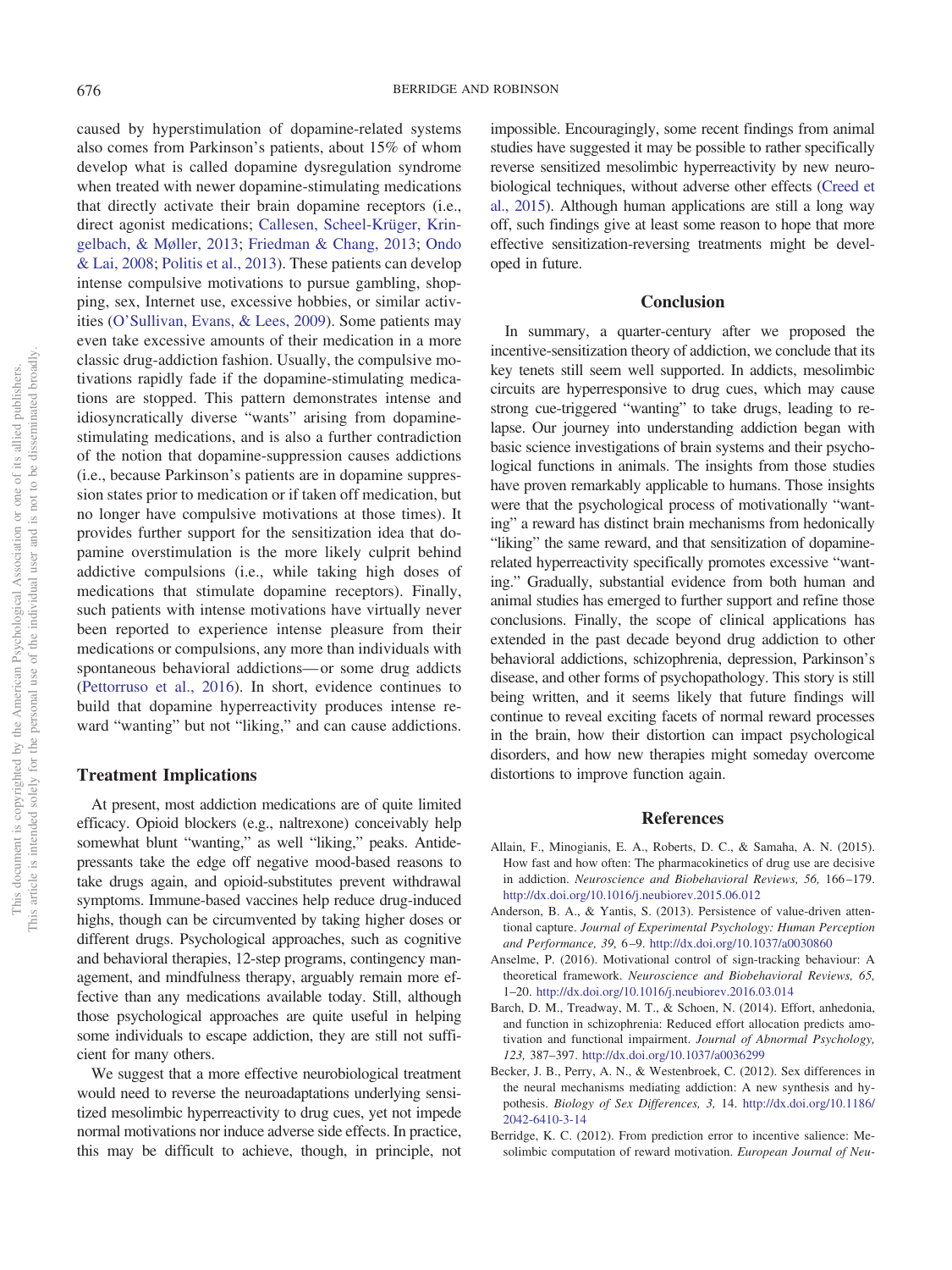caused by hyperstimulation of dopamine-related systems also comes from Parkinson's patients, about 15% of whom develop what is called dopamine dysregulation syndrome when treated with newer dopamine-stimulating medications that directly activate their brain dopamine receptors (i.e., direct agonist medications; Callesen, Scheel-Krüger, Kringelbach, & Møller, 2013; Friedman & Chang, 2013; Ondo & Lai, 2008; Politis et al., 2013). These patients can develop intense compulsive motivations to pursue gambling, shopping, sex, Internet use, excessive hobbies, or similar activities (O'Sullivan, Evans, & Lees, 2009). Some patients may even take excessive amounts of their medication in a more classic drug-addiction fashion. Usually, the compulsive motivations rapidly fade if the dopamine-stimulating medications are stopped. This pattern demonstrates intense and idiosyncratically diverse "wants" arising from dopamine-stimulating medications, and is also a further contradiction of the notion that dopamine-suppression causes addictions (i.e., because Parkinson's patients are in dopamine suppression states prior to medication or if taken off medication, but no longer have compulsive motivations at those times). It provides further support for the sensitization idea that dopamine overstimulation is the more likely culprit behind addictive compulsions (i.e., while taking high doses of medications that stimulate dopamine receptors). Finally, such patients with intense motivations have virtually never been reported to experience intense pleasure from their medications or compulsions, any more than individuals with spontaneous behavioral addictions—or some drug addicts (Pettorruso et al., 2016). In short, evidence continues to build that dopamine hyperreactivity produces intense reward "wanting" but not "liking," and can cause addictions.

## Treatment Implications

At present, most addiction medications are of quite limited efficacy. Opioid blockers (e.g., naltrexone) conceivably help somewhat blunt "wanting," as well "liking," peaks. Antidepressants take the edge off negative mood-based reasons to take drugs again, and opioid-substitutes prevent withdrawal symptoms. Immune-based vaccines help reduce drug-induced highs, though can be circumvented by taking higher doses or different drugs. Psychological approaches, such as cognitive and behavioral therapies, 12-step programs, contingency management, and mindfulness therapy, arguably remain more effective than any medications available today. Still, although those psychological approaches are quite useful in helping some individuals to escape addiction, they are still not sufficient for many others.

We suggest that a more effective neurobiological treatment would need to reverse the neuroadaptations underlying sensitized mesolimbic hyperreactivity to drug cues, yet not impede normal motivations nor induce adverse side effects. In practice, this may be difficult to achieve, though, in principle, not impossible. Encouragingly, some recent findings from animal studies have suggested it may be possible to rather specifically reverse sensitized mesolimbic hyperreactivity by new neurobiological techniques, without adverse other effects (Creed et al., 2015). Although human applications are still a long way off, such findings give at least some reason to hope that more effective sensitization-reversing treatments might be developed in future.

## Conclusion

In summary, a quarter-century after we proposed the incentive-sensitization theory of addiction, we conclude that its key tenets still seem well supported. In addicts, mesolimbic circuits are hyperresponsive to drug cues, which may cause strong cue-triggered "wanting" to take drugs, leading to relapse. Our journey into understanding addiction began with basic science investigations of brain systems and their psychological functions in animals. The insights from those studies have proven remarkably applicable to humans. Those insights were that the psychological process of motivationally "wanting" a reward has distinct brain mechanisms from hedonically "liking" the same reward, and that sensitization of dopamine-related hyperreactivity specifically promotes excessive "wanting." Gradually, substantial evidence from both human and animal studies has emerged to further support and refine those conclusions. Finally, the scope of clinical applications has extended in the past decade beyond drug addiction to other behavioral addictions, schizophrenia, depression, Parkinson's disease, and other forms of psychopathology. This story is still being written, and it seems likely that future findings will continue to reveal exciting facets of normal reward processes in the brain, how their distortion can impact psychological disorders, and how new therapies might someday overcome distortions to improve function again.

## References

Allain, F., Minogianis, E. A., Roberts, D. C., & Samaha, A. N. (2015). How fast and how often: The pharmacokinetics of drug use are decisive in addiction. *Neuroscience and Biobehavioral Reviews, 56,* 166–179. http://dx.doi.org/10.1016/j.neubiorev.2015.06.012

Anderson, B. A., & Yantis, S. (2013). Persistence of value-driven attentional capture. *Journal of Experimental Psychology: Human Perception and Performance, 39,* 6–9. http://dx.doi.org/10.1037/a0030860

Anselme, P. (2016). Motivational control of sign-tracking behaviour: A theoretical framework. *Neuroscience and Biobehavioral Reviews, 65,* 1–20. http://dx.doi.org/10.1016/j.neubiorev.2016.03.014

Barch, D. M., Treadway, M. T., & Schoen, N. (2014). Effort, anhedonia, and function in schizophrenia: Reduced effort allocation predicts amotivation and functional impairment. *Journal of Abnormal Psychology, 123,* 387–397. http://dx.doi.org/10.1037/a0036299

Becker, J. B., Perry, A. N., & Westenbroek, C. (2012). Sex differences in the neural mechanisms mediating addiction: A new synthesis and hypothesis. *Biology of Sex Differences, 3,* 14. http://dx.doi.org/10.1186/2042-6410-3-14

Berridge, K. C. (2012). From prediction error to incentive salience: Mesolimbic computation of reward motivation. *European Journal of Neu-*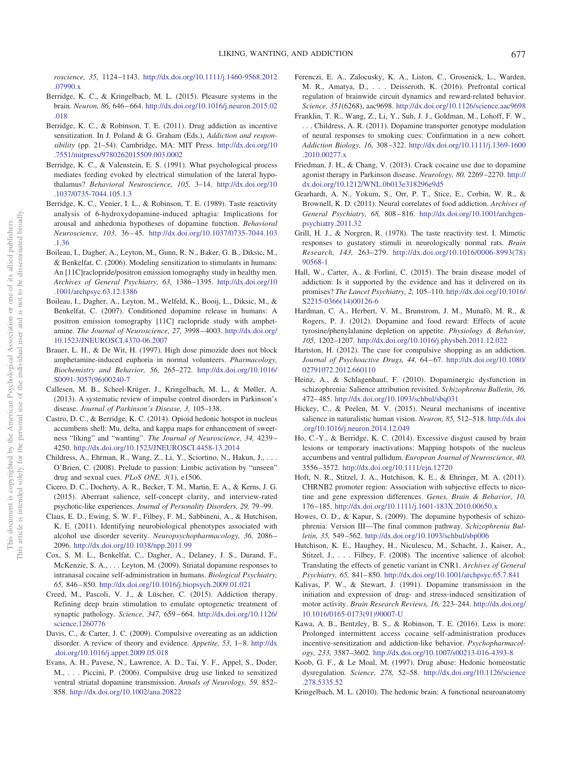*roscience, 35,* 1124–1143. http://dx.doi.org/10.1111/j.1460-9568.2012.07990.x

Berridge, K. C., & Kringelbach, M. L. (2015). Pleasure systems in the brain. *Neuron, 86,* 646–664. http://dx.doi.org/10.1016/j.neuron.2015.02.018

Berridge, K. C., & Robinson, T. E. (2011). Drug addiction as incentive sensitization. In J. Poland & G. Graham (Eds.), *Addiction and responsibility* (pp. 21–54). Cambridge, MA: MIT Press. http://dx.doi.org/10.7551/mitpress/9780262015509.003.0002

Berridge, K. C., & Valenstein, E. S. (1991). What psychological process mediates feeding evoked by electrical stimulation of the lateral hypothalamus? *Behavioral Neuroscience, 105,* 3–14. http://dx.doi.org/10.1037/0735-7044.105.1.3

Berridge, K. C., Venier, I. L., & Robinson, T. E. (1989). Taste reactivity analysis of 6-hydroxydopamine-induced aphagia: Implications for arousal and anhedonia hypotheses of dopamine function. *Behavioral Neuroscience, 103,* 36–45. http://dx.doi.org/10.1037/0735-7044.103.1.36

Boileau, I., Dagher, A., Leyton, M., Gunn, R. N., Baker, G. B., Diksic, M., & Benkelfat, C. (2006). Modeling sensitization to stimulants in humans: An [11C]raclopride/positron emission tomography study in healthy men. *Archives of General Psychiatry, 63,* 1386–1395. http://dx.doi.org/10.1001/archpsyc.63.12.1386

Boileau, I., Dagher, A., Leyton, M., Welfeld, K., Booij, L., Diksic, M., & Benkelfat, C. (2007). Conditioned dopamine release in humans: A positron emission tomography [11C] raclopride study with amphetamine. *The Journal of Neuroscience, 27,* 3998–4003. http://dx.doi.org/10.1523/JNEUROSCI.4370-06.2007

Brauer, L. H., & De Wit, H. (1997). High dose pimozide does not block amphetamine-induced euphoria in normal volunteers. *Pharmacology, Biochemistry and Behavior, 56,* 265–272. http://dx.doi.org/10.1016/S0091-3057(96)00240-7

Callesen, M. B., Scheel-Krüger, J., Kringelbach, M. L., & Møller, A. (2013). A systematic review of impulse control disorders in Parkinson's disease. *Journal of Parkinson's Disease, 3,* 105–138.

Castro, D. C., & Berridge, K. C. (2014). Opioid hedonic hotspot in nucleus accumbens shell: Mu, delta, and kappa maps for enhancement of sweetness "liking" and "wanting." *The Journal of Neuroscience, 34,* 4239–4250. http://dx.doi.org/10.1523/JNEUROSCI.4458-13.2014

Childress, A., Ehrman, R., Wang, Z., Li, Y., Sciortino, N., Hakun, J., . . . O'Brien, C. (2008). Prelude to passion: Limbic activation by "unseen" drug and sexual cues. *PLoS ONE, 3*(1), e1506.

Cicero, D. C., Docherty, A. R., Becker, T. M., Martin, E. A., & Kerns, J. G. (2015). Aberrant salience, self-concept clarity, and interview-rated psychotic-like experiences. *Journal of Personality Disorders, 29,* 79–99.

Claus, E. D., Ewing, S. W. F., Filbey, F. M., Sabbineni, A., & Hutchison, K. E. (2011). Identifying neurobiological phenotypes associated with alcohol use disorder severity. *Neuropsychopharmacology, 36,* 2086–2096. http://dx.doi.org/10.1038/npp.2011.99

Cox, S. M. L., Benkelfat, C., Dagher, A., Delaney, J. S., Durand, F., McKenzie, S. A., . . . Leyton, M. (2009). Striatal dopamine responses to intranasal cocaine self-administration in humans. *Biological Psychiatry, 65,* 846–850. http://dx.doi.org/10.1016/j.biopsych.2009.01.021

Creed, M., Pascoli, V. J., & Lüscher, C. (2015). Addiction therapy. Refining deep brain stimulation to emulate optogenetic treatment of synaptic pathology. *Science, 347,* 659–664. http://dx.doi.org/10.1126/science.1260776

Davis, C., & Carter, J. C. (2009). Compulsive overeating as an addiction disorder. A review of theory and evidence. *Appetite, 53,* 1–8. http://dx.doi.org/10.1016/j.appet.2009.05.018

Evans, A. H., Pavese, N., Lawrence, A. D., Tai, Y. F., Appel, S., Doder, M., . . . Piccini, P. (2006). Compulsive drug use linked to sensitized ventral striatal dopamine transmission. *Annals of Neurology, 59,* 852–858. http://dx.doi.org/10.1002/ana.20822

Ferenczi, E. A., Zalocusky, K. A., Liston, C., Grosenick, L., Warden, M. R., Amatya, D., . . . Deisseroth, K. (2016). Prefrontal cortical regulation of brainwide circuit dynamics and reward-related behavior. *Science, 351*(6268), aac9698. http://dx.doi.org/10.1126/science.aac9698

Franklin, T. R., Wang, Z., Li, Y., Suh, J. J., Goldman, M., Lohoff, F. W., . . . Childress, A. R. (2011). Dopamine transporter genotype modulation of neural responses to smoking cues: Confirmation in a new cohort. *Addiction Biology, 16,* 308–322. http://dx.doi.org/10.1111/j.1369-1600.2010.00277.x

Friedman, J. H., & Chang, V. (2013). Crack cocaine use due to dopamine agonist therapy in Parkinson disease. *Neurology, 80,* 2269–2270. http://dx.doi.org/10.1212/WNL.0b013e318296e9d5

Gearhardt, A. N., Yokum, S., Orr, P. T., Stice, E., Corbin, W. R., & Brownell, K. D. (2011). Neural correlates of food addiction. *Archives of General Psychiatry, 68,* 808–816. http://dx.doi.org/10.1001/archgenpsychiatry.2011.32

Grill, H. J., & Norgren, R. (1978). The taste reactivity test. I. Mimetic responses to gustatory stimuli in neurologically normal rats. *Brain Research, 143,* 263–279. http://dx.doi.org/10.1016/0006-8993(78)90568-1

Hall, W., Carter, A., & Forlini, C. (2015). The brain disease model of addiction: Is it supported by the evidence and has it delivered on its promises? *The Lancet Psychiatry, 2,* 105–110. http://dx.doi.org/10.1016/S2215-0366(14)00126-6

Hardman, C. A., Herbert, V. M., Brunstrom, J. M., Munafò, M. R., & Rogers, P. J. (2012). Dopamine and food reward: Effects of acute tyrosine/phenylalanine depletion on appetite. *Physiology & Behavior, 105,* 1202–1207. http://dx.doi.org/10.1016/j.physbeh.2011.12.022

Hartston, H. (2012). The case for compulsive shopping as an addiction. *Journal of Psychoactive Drugs, 44,* 64–67. http://dx.doi.org/10.1080/02791072.2012.660110

Heinz, A., & Schlagenhauf, F. (2010). Dopaminergic dysfunction in schizophrenia: Salience attribution revisited. *Schizophrenia Bulletin, 36,* 472–485. http://dx.doi.org/10.1093/schbul/sbq031

Hickey, C., & Peelen, M. V. (2015). Neural mechanisms of incentive salience in naturalistic human vision. *Neuron, 85,* 512–518. http://dx.doi.org/10.1016/j.neuron.2014.12.049

Ho, C.-Y., & Berridge, K. C. (2014). Excessive disgust caused by brain lesions or temporary inactivations: Mapping hotspots of the nucleus accumbens and ventral pallidum. *European Journal of Neuroscience, 40,* 3556–3572. http://dx.doi.org/10.1111/ejn.12720

Hoft, N. R., Stitzel, J. A., Hutchison, K. E., & Ehringer, M. A. (2011). CHRNB2 promoter region: Association with subjective effects to nicotine and gene expression differences. *Genes, Brain & Behavior, 10,* 176–185. http://dx.doi.org/10.1111/j.1601-183X.2010.00650.x

Howes, O. D., & Kapur, S. (2009). The dopamine hypothesis of schizophrenia: Version III—The final common pathway. *Schizophrenia Bulletin, 35,* 549–562. http://dx.doi.org/10.1093/schbul/sbp006

Hutchison, K. E., Haughey, H., Niculescu, M., Schacht, J., Kaiser, A., Stitzel, J., . . . Filbey, F. (2008). The incentive salience of alcohol: Translating the effects of genetic variant in CNR1. *Archives of General Psychiatry, 65,* 841–850. http://dx.doi.org/10.1001/archpsyc.65.7.841

Kalivas, P. W., & Stewart, J. (1991). Dopamine transmission in the initiation and expression of drug- and stress-induced sensitization of motor activity. *Brain Research Reviews, 16,* 223–244. http://dx.doi.org/10.1016/0165-0173(91)90007-U

Kawa, A. B., Bentzley, B. S., & Robinson, T. E. (2016). Less is more: Prolonged intermittent access cocaine self-administration produces incentive-sensitization and addiction-like behavior. *Psychopharmacology, 233,* 3587–3602. http://dx.doi.org/10.1007/s00213-016-4393-8

Koob, G. F., & Le Moal, M. (1997). Drug abuse: Hedonic homeostatic dysregulation. *Science, 278,* 52–58. http://dx.doi.org/10.1126/science.278.5335.52

Kringelbach, M. L. (2010). The hedonic brain: A functional neuroanatomy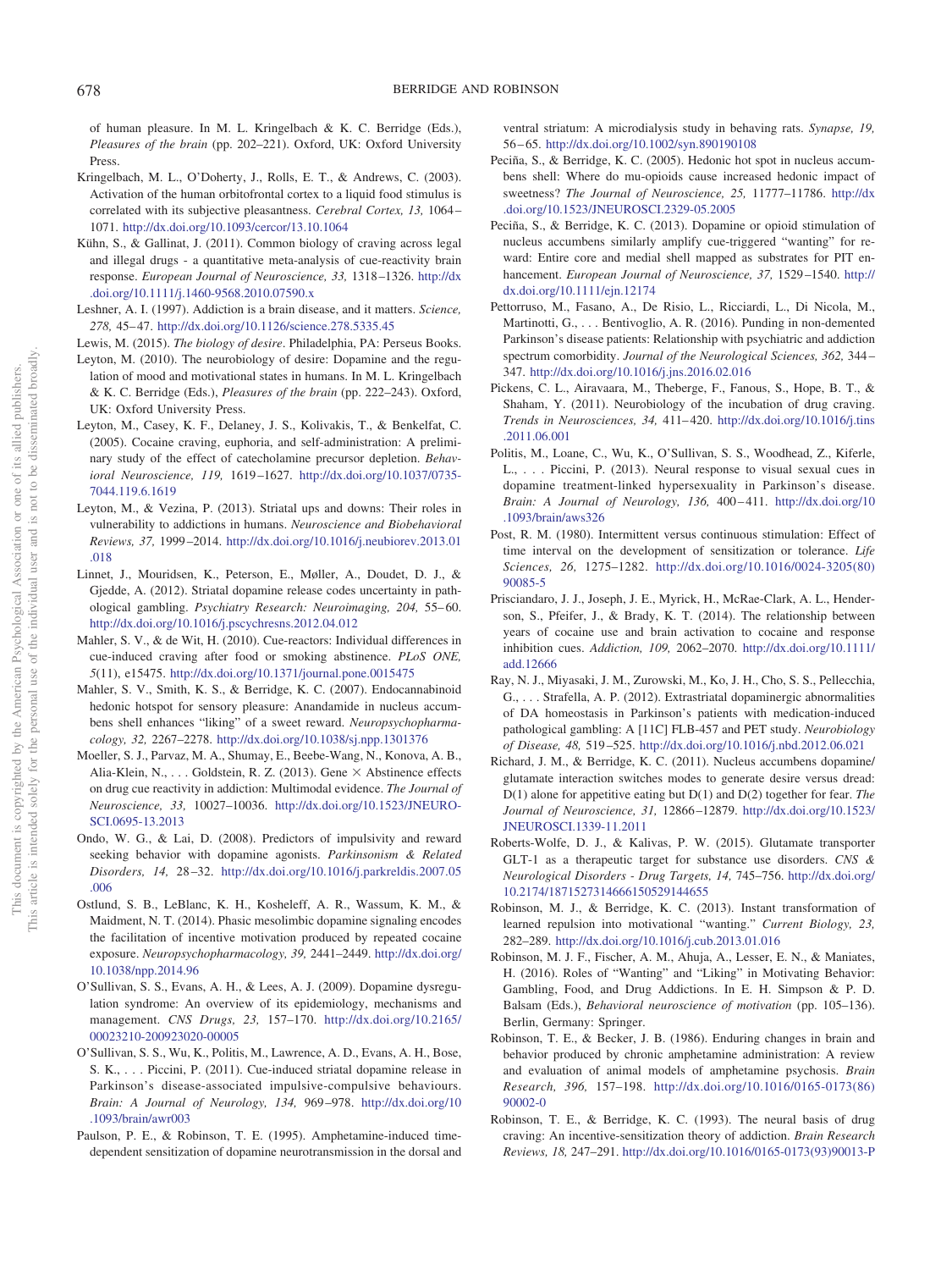of human pleasure. In M. L. Kringelbach & K. C. Berridge (Eds.), *Pleasures of the brain* (pp. 202–221). Oxford, UK: Oxford University Press.

Kringelbach, M. L., O'Doherty, J., Rolls, E. T., & Andrews, C. (2003). Activation of the human orbitofrontal cortex to a liquid food stimulus is correlated with its subjective pleasantness. *Cerebral Cortex, 13,* 1064–1071. http://dx.doi.org/10.1093/cercor/13.10.1064

Kühn, S., & Gallinat, J. (2011). Common biology of craving across legal and illegal drugs - a quantitative meta-analysis of cue-reactivity brain response. *European Journal of Neuroscience, 33,* 1318–1326. http://dx.doi.org/10.1111/j.1460-9568.2010.07590.x

Leshner, A. I. (1997). Addiction is a brain disease, and it matters. *Science, 278,* 45–47. http://dx.doi.org/10.1126/science.278.5335.45

Lewis, M. (2015). *The biology of desire*. Philadelphia, PA: Perseus Books.

Leyton, M. (2010). The neurobiology of desire: Dopamine and the regulation of mood and motivational states in humans. In M. L. Kringelbach & K. C. Berridge (Eds.), *Pleasures of the brain* (pp. 222–243). Oxford, UK: Oxford University Press.

Leyton, M., Casey, K. F., Delaney, J. S., Kolivakis, T., & Benkelfat, C. (2005). Cocaine craving, euphoria, and self-administration: A preliminary study of the effect of catecholamine precursor depletion. *Behavioral Neuroscience, 119,* 1619–1627. http://dx.doi.org/10.1037/0735-7044.119.6.1619

Leyton, M., & Vezina, P. (2013). Striatal ups and downs: Their roles in vulnerability to addictions in humans. *Neuroscience and Biobehavioral Reviews, 37,* 1999–2014. http://dx.doi.org/10.1016/j.neubiorev.2013.01.018

Linnet, J., Mouridsen, K., Peterson, E., Møller, A., Doudet, D. J., & Gjedde, A. (2012). Striatal dopamine release codes uncertainty in pathological gambling. *Psychiatry Research: Neuroimaging, 204,* 55–60. http://dx.doi.org/10.1016/j.pscychresns.2012.04.012

Mahler, S. V., & de Wit, H. (2010). Cue-reactors: Individual differences in cue-induced craving after food or smoking abstinence. *PLoS ONE, 5*(11), e15475. http://dx.doi.org/10.1371/journal.pone.0015475

Mahler, S. V., Smith, K. S., & Berridge, K. C. (2007). Endocannabinoid hedonic hotspot for sensory pleasure: Anandamide in nucleus accumbens shell enhances "liking" of a sweet reward. *Neuropsychopharmacology, 32,* 2267–2278. http://dx.doi.org/10.1038/sj.npp.1301376

Moeller, S. J., Parvaz, M. A., Shumay, E., Beebe-Wang, N., Konova, A. B., Alia-Klein, N., . . . Goldstein, R. Z. (2013). Gene × Abstinence effects on drug cue reactivity in addiction: Multimodal evidence. *The Journal of Neuroscience, 33,* 10027–10036. http://dx.doi.org/10.1523/JNEUROSCI.0695-13.2013

Ondo, W. G., & Lai, D. (2008). Predictors of impulsivity and reward seeking behavior with dopamine agonists. *Parkinsonism & Related Disorders, 14,* 28–32. http://dx.doi.org/10.1016/j.parkreldis.2007.05.006

Ostlund, S. B., LeBlanc, K. H., Kosheleff, A. R., Wassum, K. M., & Maidment, N. T. (2014). Phasic mesolimbic dopamine signaling encodes the facilitation of incentive motivation produced by repeated cocaine exposure. *Neuropsychopharmacology, 39,* 2441–2449. http://dx.doi.org/10.1038/npp.2014.96

O'Sullivan, S. S., Evans, A. H., & Lees, A. J. (2009). Dopamine dysregulation syndrome: An overview of its epidemiology, mechanisms and management. *CNS Drugs, 23,* 157–170. http://dx.doi.org/10.2165/00023210-200923020-00005

O'Sullivan, S. S., Wu, K., Politis, M., Lawrence, A. D., Evans, A. H., Bose, S. K., . . . Piccini, P. (2011). Cue-induced striatal dopamine release in Parkinson's disease-associated impulsive-compulsive behaviours. *Brain: A Journal of Neurology, 134,* 969–978. http://dx.doi.org/10.1093/brain/awr003

Paulson, P. E., & Robinson, T. E. (1995). Amphetamine-induced time-dependent sensitization of dopamine neurotransmission in the dorsal and ventral striatum: A microdialysis study in behaving rats. *Synapse, 19,* 56–65. http://dx.doi.org/10.1002/syn.890190108

Peciña, S., & Berridge, K. C. (2005). Hedonic hot spot in nucleus accumbens shell: Where do mu-opioids cause increased hedonic impact of sweetness? *The Journal of Neuroscience, 25,* 11777–11786. http://dx.doi.org/10.1523/JNEUROSCI.2329-05.2005

Peciña, S., & Berridge, K. C. (2013). Dopamine or opioid stimulation of nucleus accumbens similarly amplify cue-triggered "wanting" for reward: Entire core and medial shell mapped as substrates for PIT enhancement. *European Journal of Neuroscience, 37,* 1529–1540. http://dx.doi.org/10.1111/ejn.12174

Pettorruso, M., Fasano, A., De Risio, L., Ricciardi, L., Di Nicola, M., Martinotti, G., . . . Bentivoglio, A. R. (2016). Punding in non-demented Parkinson's disease patients: Relationship with psychiatric and addiction spectrum comorbidity. *Journal of the Neurological Sciences, 362,* 344–347. http://dx.doi.org/10.1016/j.jns.2016.02.016

Pickens, C. L., Airavaara, M., Theberge, F., Fanous, S., Hope, B. T., & Shaham, Y. (2011). Neurobiology of the incubation of drug craving. *Trends in Neurosciences, 34,* 411–420. http://dx.doi.org/10.1016/j.tins.2011.06.001

Politis, M., Loane, C., Wu, K., O'Sullivan, S. S., Woodhead, Z., Kiferle, L., . . . Piccini, P. (2013). Neural response to visual sexual cues in dopamine treatment-linked hypersexuality in Parkinson's disease. *Brain: A Journal of Neurology, 136,* 400–411. http://dx.doi.org/10.1093/brain/aws326

Post, R. M. (1980). Intermittent versus continuous stimulation: Effect of time interval on the development of sensitization or tolerance. *Life Sciences, 26,* 1275–1282. http://dx.doi.org/10.1016/0024-3205(80)90085-5

Prisciandaro, J. J., Joseph, J. E., Myrick, H., McRae-Clark, A. L., Henderson, S., Pfeifer, J., & Brady, K. T. (2014). The relationship between years of cocaine use and brain activation to cocaine and response inhibition cues. *Addiction, 109,* 2062–2070. http://dx.doi.org/10.1111/add.12666

Ray, N. J., Miyasaki, J. M., Zurowski, M., Ko, J. H., Cho, S. S., Pellecchia, G., . . . Strafella, A. P. (2012). Extrastriatal dopaminergic abnormalities of DA homeostasis in Parkinson's patients with medication-induced pathological gambling: A [11C] FLB-457 and PET study. *Neurobiology of Disease, 48,* 519–525. http://dx.doi.org/10.1016/j.nbd.2012.06.021

Richard, J. M., & Berridge, K. C. (2011). Nucleus accumbens dopamine/glutamate interaction switches modes to generate desire versus dread: D(1) alone for appetitive eating but D(1) and D(2) together for fear. *The Journal of Neuroscience, 31,* 12866–12879. http://dx.doi.org/10.1523/JNEUROSCI.1339-11.2011

Roberts-Wolfe, D. J., & Kalivas, P. W. (2015). Glutamate transporter GLT-1 as a therapeutic target for substance use disorders. *CNS & Neurological Disorders - Drug Targets, 14,* 745–756. http://dx.doi.org/10.2174/1871527314666150529144655

Robinson, M. J., & Berridge, K. C. (2013). Instant transformation of learned repulsion into motivational "wanting." *Current Biology, 23,* 282–289. http://dx.doi.org/10.1016/j.cub.2013.01.016

Robinson, M. J. F., Fischer, A. M., Ahuja, A., Lesser, E. N., & Maniates, H. (2016). Roles of "Wanting" and "Liking" in Motivating Behavior: Gambling, Food, and Drug Addictions. In E. H. Simpson & P. D. Balsam (Eds.), *Behavioral neuroscience of motivation* (pp. 105–136). Berlin, Germany: Springer.

Robinson, T. E., & Becker, J. B. (1986). Enduring changes in brain and behavior produced by chronic amphetamine administration: A review and evaluation of animal models of amphetamine psychosis. *Brain Research, 396,* 157–198. http://dx.doi.org/10.1016/0165-0173(86)90002-0

Robinson, T. E., & Berridge, K. C. (1993). The neural basis of drug craving: An incentive-sensitization theory of addiction. *Brain Research Reviews, 18,* 247–291. http://dx.doi.org/10.1016/0165-0173(93)90013-P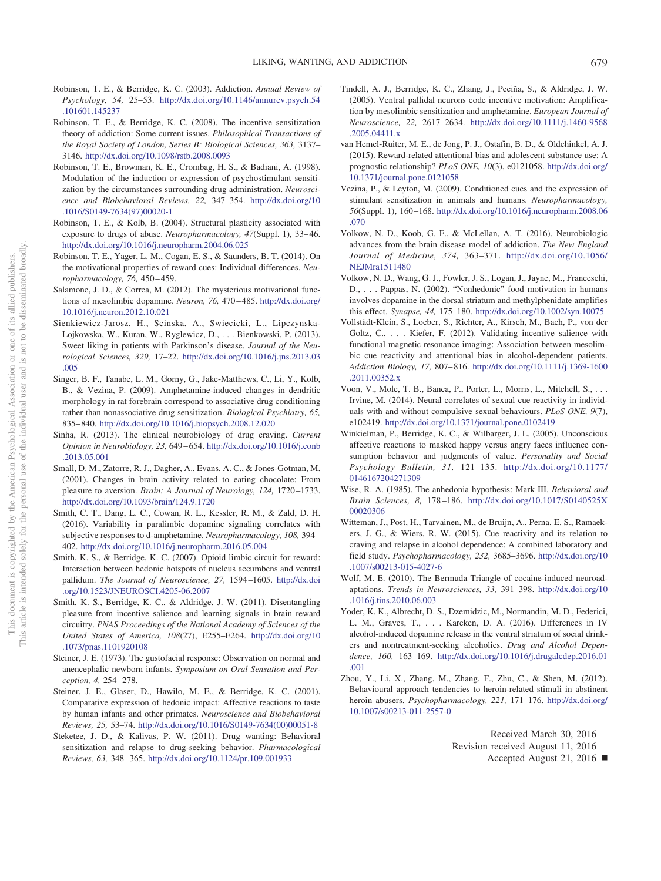Robinson, T. E., & Berridge, K. C. (2003). Addiction. *Annual Review of Psychology, 54,* 25–53. http://dx.doi.org/10.1146/annurev.psych.54.101601.145237

Robinson, T. E., & Berridge, K. C. (2008). The incentive sensitization theory of addiction: Some current issues. *Philosophical Transactions of the Royal Society of London, Series B: Biological Sciences, 363,* 3137–3146. http://dx.doi.org/10.1098/rstb.2008.0093

Robinson, T. E., Browman, K. E., Crombag, H. S., & Badiani, A. (1998). Modulation of the induction or expression of psychostimulant sensitization by the circumstances surrounding drug administration. *Neuroscience and Biobehavioral Reviews, 22,* 347–354. http://dx.doi.org/10.1016/S0149-7634(97)00020-1

Robinson, T. E., & Kolb, B. (2004). Structural plasticity associated with exposure to drugs of abuse. *Neuropharmacology, 47*(Suppl. 1), 33–46. http://dx.doi.org/10.1016/j.neuropharm.2004.06.025

Robinson, T. E., Yager, L. M., Cogan, E. S., & Saunders, B. T. (2014). On the motivational properties of reward cues: Individual differences. *Neuropharmacology, 76,* 450–459.

Salamone, J. D., & Correa, M. (2012). The mysterious motivational functions of mesolimbic dopamine. *Neuron, 76,* 470–485. http://dx.doi.org/10.1016/j.neuron.2012.10.021

Sienkiewicz-Jarosz, H., Scinska, A., Swiecicki, L., Lipczynska-Lojkowska, W., Kuran, W., Ryglewicz, D., . . . Bienkowski, P. (2013). Sweet liking in patients with Parkinson's disease. *Journal of the Neurological Sciences, 329,* 17–22. http://dx.doi.org/10.1016/j.jns.2013.03.005

Singer, B. F., Tanabe, L. M., Gorny, G., Jake-Matthews, C., Li, Y., Kolb, B., & Vezina, P. (2009). Amphetamine-induced changes in dendritic morphology in rat forebrain correspond to associative drug conditioning rather than nonassociative drug sensitization. *Biological Psychiatry, 65,* 835–840. http://dx.doi.org/10.1016/j.biopsych.2008.12.020

Sinha, R. (2013). The clinical neurobiology of drug craving. *Current Opinion in Neurobiology, 23,* 649–654. http://dx.doi.org/10.1016/j.conb.2013.05.001

Small, D. M., Zatorre, R. J., Dagher, A., Evans, A. C., & Jones-Gotman, M. (2001). Changes in brain activity related to eating chocolate: From pleasure to aversion. *Brain: A Journal of Neurology, 124,* 1720–1733. http://dx.doi.org/10.1093/brain/124.9.1720

Smith, C. T., Dang, L. C., Cowan, R. L., Kessler, R. M., & Zald, D. H. (2016). Variability in paralimbic dopamine signaling correlates with subjective responses to d-amphetamine. *Neuropharmacology, 108,* 394–402. http://dx.doi.org/10.1016/j.neuropharm.2016.05.004

Smith, K. S., & Berridge, K. C. (2007). Opioid limbic circuit for reward: Interaction between hedonic hotspots of nucleus accumbens and ventral pallidum. *The Journal of Neuroscience, 27,* 1594–1605. http://dx.doi.org/10.1523/JNEUROSCI.4205-06.2007

Smith, K. S., Berridge, K. C., & Aldridge, J. W. (2011). Disentangling pleasure from incentive salience and learning signals in brain reward circuitry. *PNAS Proceedings of the National Academy of Sciences of the United States of America, 108*(27), E255–E264. http://dx.doi.org/10.1073/pnas.1101920108

Steiner, J. E. (1973). The gustofacial response: Observation on normal and anencephalic newborn infants. *Symposium on Oral Sensation and Perception, 4,* 254–278.

Steiner, J. E., Glaser, D., Hawilo, M. E., & Berridge, K. C. (2001). Comparative expression of hedonic impact: Affective reactions to taste by human infants and other primates. *Neuroscience and Biobehavioral Reviews, 25,* 53–74. http://dx.doi.org/10.1016/S0149-7634(00)00051-8

Steketee, J. D., & Kalivas, P. W. (2011). Drug wanting: Behavioral sensitization and relapse to drug-seeking behavior. *Pharmacological Reviews, 63,* 348–365. http://dx.doi.org/10.1124/pr.109.001933

Tindell, A. J., Berridge, K. C., Zhang, J., Peciña, S., & Aldridge, J. W. (2005). Ventral pallidal neurons code incentive motivation: Amplification by mesolimbic sensitization and amphetamine. *European Journal of Neuroscience, 22,* 2617–2634. http://dx.doi.org/10.1111/j.1460-9568.2005.04411.x

van Hemel-Ruiter, M. E., de Jong, P. J., Ostafin, B. D., & Oldehinkel, A. J. (2015). Reward-related attentional bias and adolescent substance use: A prognostic relationship? *PLoS ONE, 10*(3), e0121058. http://dx.doi.org/10.1371/journal.pone.0121058

Vezina, P., & Leyton, M. (2009). Conditioned cues and the expression of stimulant sensitization in animals and humans. *Neuropharmacology, 56*(Suppl. 1), 160–168. http://dx.doi.org/10.1016/j.neuropharm.2008.06.070

Volkow, N. D., Koob, G. F., & McLellan, A. T. (2016). Neurobiologic advances from the brain disease model of addiction. *The New England Journal of Medicine, 374,* 363–371. http://dx.doi.org/10.1056/NEJMra1511480

Volkow, N. D., Wang, G. J., Fowler, J. S., Logan, J., Jayne, M., Franceschi, D., . . . Pappas, N. (2002). "Nonhedonic" food motivation in humans involves dopamine in the dorsal striatum and methylphenidate amplifies this effect. *Synapse, 44,* 175–180. http://dx.doi.org/10.1002/syn.10075

Vollstädt-Klein, S., Loeber, S., Richter, A., Kirsch, M., Bach, P., von der Goltz, C., . . . Kiefer, F. (2012). Validating incentive salience with functional magnetic resonance imaging: Association between mesolimbic cue reactivity and attentional bias in alcohol-dependent patients. *Addiction Biology, 17,* 807–816. http://dx.doi.org/10.1111/j.1369-1600.2011.00352.x

Voon, V., Mole, T. B., Banca, P., Porter, L., Morris, L., Mitchell, S., . . . Irvine, M. (2014). Neural correlates of sexual cue reactivity in individuals with and without compulsive sexual behaviours. *PLoS ONE, 9*(7), e102419. http://dx.doi.org/10.1371/journal.pone.0102419

Winkielman, P., Berridge, K. C., & Wilbarger, J. L. (2005). Unconscious affective reactions to masked happy versus angry faces influence consumption behavior and judgments of value. *Personality and Social Psychology Bulletin, 31,* 121–135. http://dx.doi.org/10.1177/0146167204271309

Wise, R. A. (1985). The anhedonia hypothesis: Mark III. *Behavioral and Brain Sciences, 8,* 178–186. http://dx.doi.org/10.1017/S0140525X00020306

Witteman, J., Post, H., Tarvainen, M., de Bruijn, A., Perna, E. S., Ramaekers, J. G., & Wiers, R. W. (2015). Cue reactivity and its relation to craving and relapse in alcohol dependence: A combined laboratory and field study. *Psychopharmacology, 232,* 3685–3696. http://dx.doi.org/10.1007/s00213-015-4027-6

Wolf, M. E. (2010). The Bermuda Triangle of cocaine-induced neuroadaptations. *Trends in Neurosciences, 33,* 391–398. http://dx.doi.org/10.1016/j.tins.2010.06.003

Yoder, K. K., Albrecht, D. S., Dzemidzic, M., Normandin, M. D., Federici, L. M., Graves, T., . . . Kareken, D. A. (2016). Differences in IV alcohol-induced dopamine release in the ventral striatum of social drinkers and nontreatment-seeking alcoholics. *Drug and Alcohol Dependence, 160,* 163–169. http://dx.doi.org/10.1016/j.drugalcdep.2016.01.001

Zhou, Y., Li, X., Zhang, M., Zhang, F., Zhu, C., & Shen, M. (2012). Behavioural approach tendencies to heroin-related stimuli in abstinent heroin abusers. *Psychopharmacology, 221,* 171–176. http://dx.doi.org/10.1007/s00213-011-2557-0

Received March 30, 2016
Revision received August 11, 2016
Accepted August 21, 2016 ■